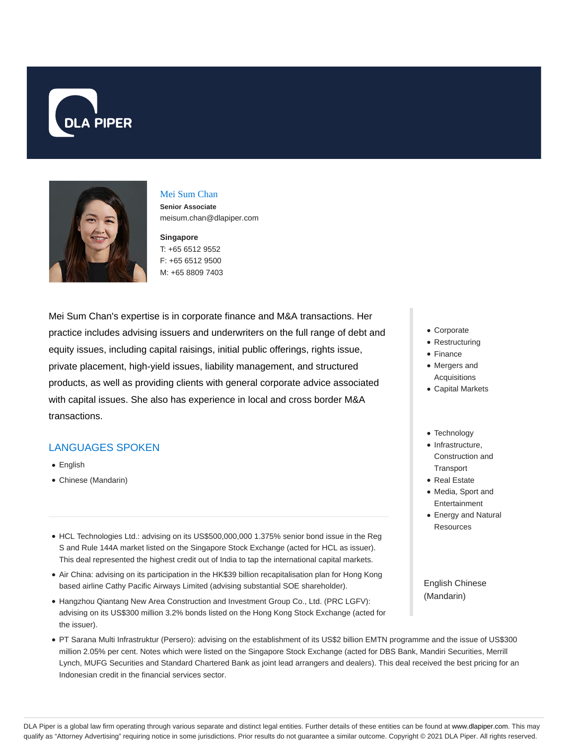DLA PIPER

## Mei Sum Chan

**Senior Associate**

meisum.chan@dlapiper.com

**Singapore**

T: +65 6512 9552

F: +65 6512 9500

M: +65 8809 7403

Mei Sum Chan's expertise is in corporate finance and M&A transactions. Her practice includes advising issuers and underwriters on the full range of debt and equity issues, including capital raisings, initial public offerings, rights issue, private placement, high-yield issues, liability management, and structured products, as well as providing clients with general corporate advice associated with capital issues. She also has experience in local and cross border M&A transactions.

- Corporate
- Restructuring
- Finance
- Mergers and Acquisitions
- Capital Markets

- Technology
- Infrastructure, Construction and Transport
- Real Estate
- Media, Sport and Entertainment
- Energy and Natural Resources

English Chinese (Mandarin)

## LANGUAGES SPOKEN

- English
- Chinese (Mandarin)

- HCL Technologies Ltd.: advising on its US$500,000,000 1.375% senior bond issue in the Reg S and Rule 144A market listed on the Singapore Stock Exchange (acted for HCL as issuer). This deal represented the highest credit out of India to tap the international capital markets.
- Air China: advising on its participation in the HK$39 billion recapitalisation plan for Hong Kong based airline Cathy Pacific Airways Limited (advising substantial SOE shareholder).
- Hangzhou Qiantang New Area Construction and Investment Group Co., Ltd. (PRC LGFV): advising on its US$300 million 3.2% bonds listed on the Hong Kong Stock Exchange (acted for the issuer).
- PT Sarana Multi Infrastruktur (Persero): advising on the establishment of its US$2 billion EMTN programme and the issue of US$300 million 2.05% per cent. Notes which were listed on the Singapore Stock Exchange (acted for DBS Bank, Mandiri Securities, Merrill Lynch, MUFG Securities and Standard Chartered Bank as joint lead arrangers and dealers). This deal received the best pricing for an Indonesian credit in the financial services sector.

DLA Piper is a global law firm operating through various separate and distinct legal entities. Further details of these entities can be found at www.dlapiper.com. This may qualify as "Attorney Advertising" requiring notice in some jurisdictions. Prior results do not guarantee a similar outcome. Copyright © 2021 DLA Piper. All rights reserved.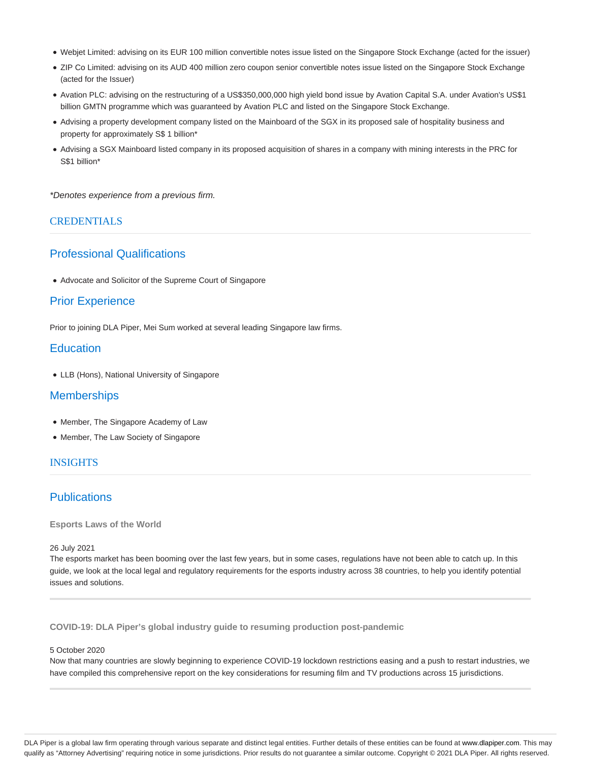- Webjet Limited: advising on its EUR 100 million convertible notes issue listed on the Singapore Stock Exchange (acted for the issuer)
- ZIP Co Limited: advising on its AUD 400 million zero coupon senior convertible notes issue listed on the Singapore Stock Exchange (acted for the Issuer)
- Avation PLC: advising on the restructuring of a US$350,000,000 high yield bond issue by Avation Capital S.A. under Avation's US$1 billion GMTN programme which was guaranteed by Avation PLC and listed on the Singapore Stock Exchange.
- Advising a property development company listed on the Mainboard of the SGX in its proposed sale of hospitality business and property for approximately S$ 1 billion*
- Advising a SGX Mainboard listed company in its proposed acquisition of shares in a company with mining interests in the PRC for S$1 billion*

*\*Denotes experience from a previous firm.*

## CREDENTIALS

### Professional Qualifications

- Advocate and Solicitor of the Supreme Court of Singapore

### Prior Experience

Prior to joining DLA Piper, Mei Sum worked at several leading Singapore law firms.

### Education

- LLB (Hons), National University of Singapore

### Memberships

- Member, The Singapore Academy of Law
- Member, The Law Society of Singapore

## INSIGHTS

### Publications

**Esports Laws of the World**

26 July 2021

The esports market has been booming over the last few years, but in some cases, regulations have not been able to catch up. In this guide, we look at the local legal and regulatory requirements for the esports industry across 38 countries, to help you identify potential issues and solutions.

**COVID-19: DLA Piper's global industry guide to resuming production post-pandemic**

5 October 2020

Now that many countries are slowly beginning to experience COVID-19 lockdown restrictions easing and a push to restart industries, we have compiled this comprehensive report on the key considerations for resuming film and TV productions across 15 jurisdictions.

DLA Piper is a global law firm operating through various separate and distinct legal entities. Further details of these entities can be found at www.dlapiper.com. This may qualify as "Attorney Advertising" requiring notice in some jurisdictions. Prior results do not guarantee a similar outcome. Copyright © 2021 DLA Piper. All rights reserved.